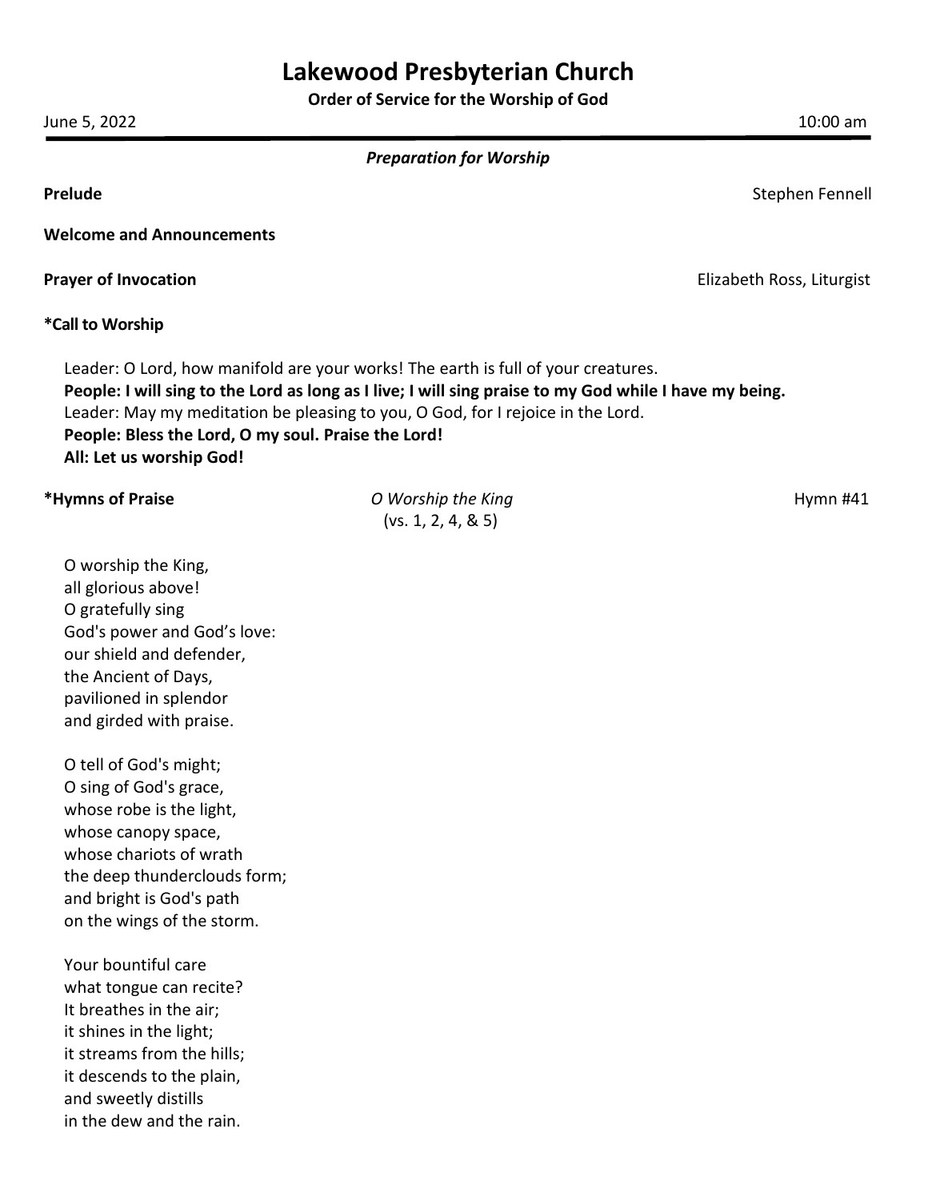# Lakewood Presbyterian Church

**Order of Service for the Worship of God**

June 5, 2022 10:00 am

---

***Preparation for Worship***

**Prelude** Stephen Fennell

**Welcome and Announcements**

**Prayer of Invocation** Elizabeth Ross, Liturgist

**\*Call to Worship**

Leader: O Lord, how manifold are your works! The earth is full of your creatures.
**People: I will sing to the Lord as long as I live; I will sing praise to my God while I have my being.**
Leader: May my meditation be pleasing to you, O God, for I rejoice in the Lord.
**People: Bless the Lord, O my soul. Praise the Lord!**
**All: Let us worship God!**

**\*Hymns of Praise** *O Worship the King* (vs. 1, 2, 4, & 5) Hymn #41

O worship the King,
all glorious above!
O gratefully sing
God's power and God's love:
our shield and defender,
the Ancient of Days,
pavilioned in splendor
and girded with praise.

O tell of God's might;
O sing of God's grace,
whose robe is the light,
whose canopy space,
whose chariots of wrath
the deep thunderclouds form;
and bright is God's path
on the wings of the storm.

Your bountiful care
what tongue can recite?
It breathes in the air;
it shines in the light;
it streams from the hills;
it descends to the plain,
and sweetly distills
in the dew and the rain.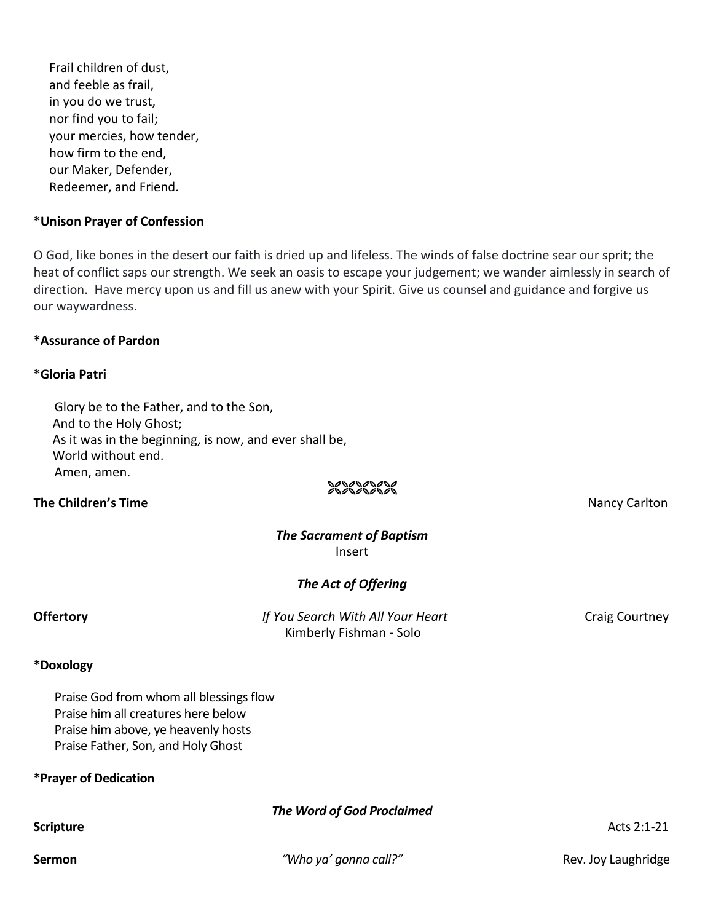Frail children of dust,
and feeble as frail,
in you do we trust,
nor find you to fail;
your mercies, how tender,
how firm to the end,
our Maker, Defender,
Redeemer, and Friend.

**\*Unison Prayer of Confession**

O God, like bones in the desert our faith is dried up and lifeless. The winds of false doctrine sear our sprit; the heat of conflict saps our strength. We seek an oasis to escape your judgement; we wander aimlessly in search of direction. Have mercy upon us and fill us anew with your Spirit. Give us counsel and guidance and forgive us our waywardness.

**\*Assurance of Pardon**

**\*Gloria Patri**

Glory be to the Father, and to the Son,
And to the Holy Ghost;
As it was in the beginning, is now, and ever shall be,
World without end.
Amen, amen.

**The Children's Time** — Nancy Carlton

***The Sacrament of Baptism***

Insert

***The Act of Offering***

**Offertory** — *If You Search With All Your Heart* — Craig Courtney
Kimberly Fishman - Solo

**\*Doxology**

Praise God from whom all blessings flow
Praise him all creatures here below
Praise him above, ye heavenly hosts
Praise Father, Son, and Holy Ghost

**\*Prayer of Dedication**

***The Word of God Proclaimed***

**Scripture** — Acts 2:1-21

**Sermon** — *"Who ya' gonna call?"* — Rev. Joy Laughridge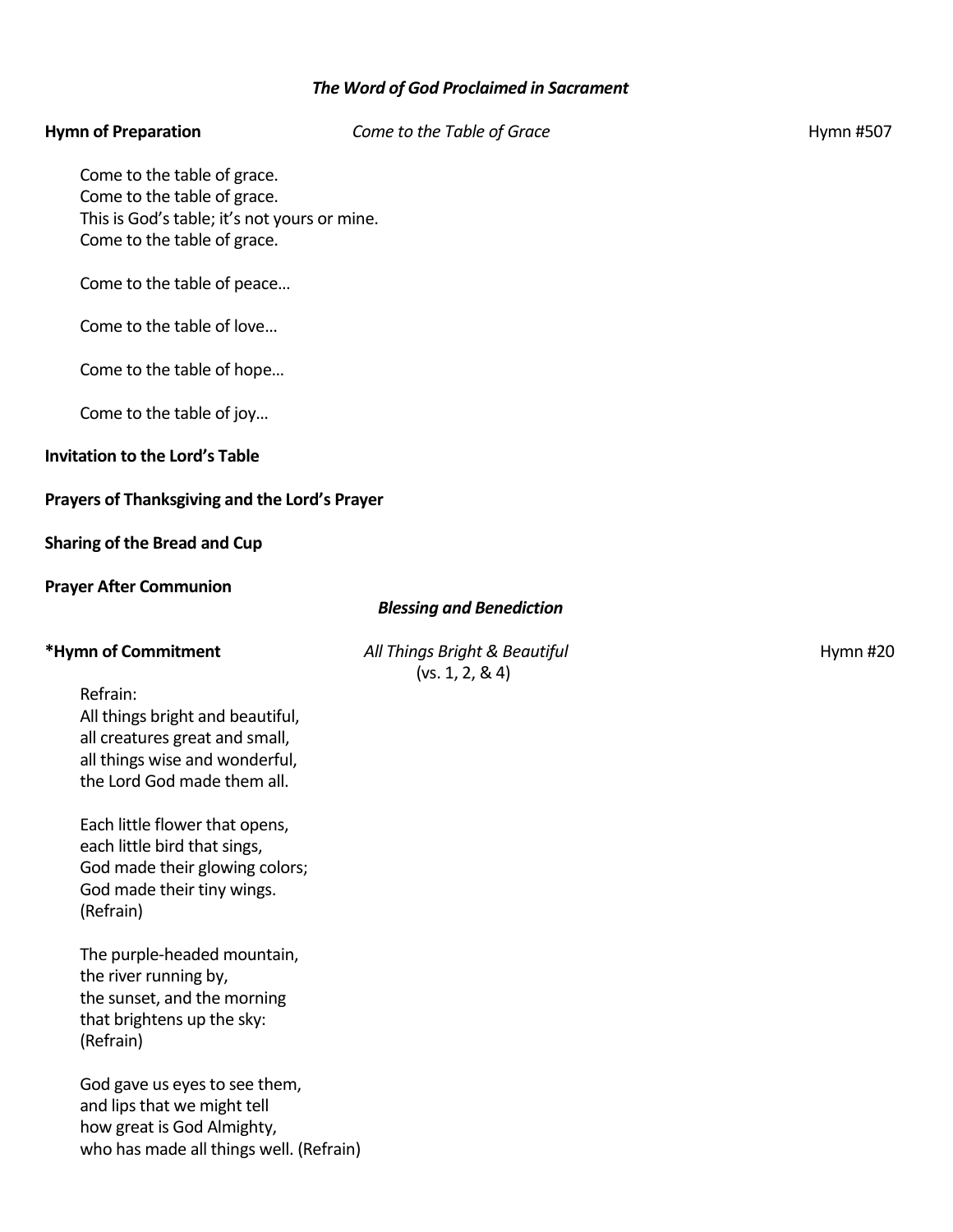### *The Word of God Proclaimed in Sacrament*

**Hymn of Preparation** *Come to the Table of Grace* Hymn #507

Come to the table of grace.
Come to the table of grace.
This is God's table; it's not yours or mine.
Come to the table of grace.

Come to the table of peace…

Come to the table of love…

Come to the table of hope…

Come to the table of joy…

**Invitation to the Lord's Table**

**Prayers of Thanksgiving and the Lord's Prayer**

**Sharing of the Bread and Cup**

**Prayer After Communion**

### *Blessing and Benediction*

**\*Hymn of Commitment** *All Things Bright & Beautiful* (vs. 1, 2, & 4) Hymn #20

Refrain:
All things bright and beautiful,
all creatures great and small,
all things wise and wonderful,
the Lord God made them all.

Each little flower that opens,
each little bird that sings,
God made their glowing colors;
God made their tiny wings.
(Refrain)

The purple-headed mountain,
the river running by,
the sunset, and the morning
that brightens up the sky:
(Refrain)

God gave us eyes to see them,
and lips that we might tell
how great is God Almighty,
who has made all things well. (Refrain)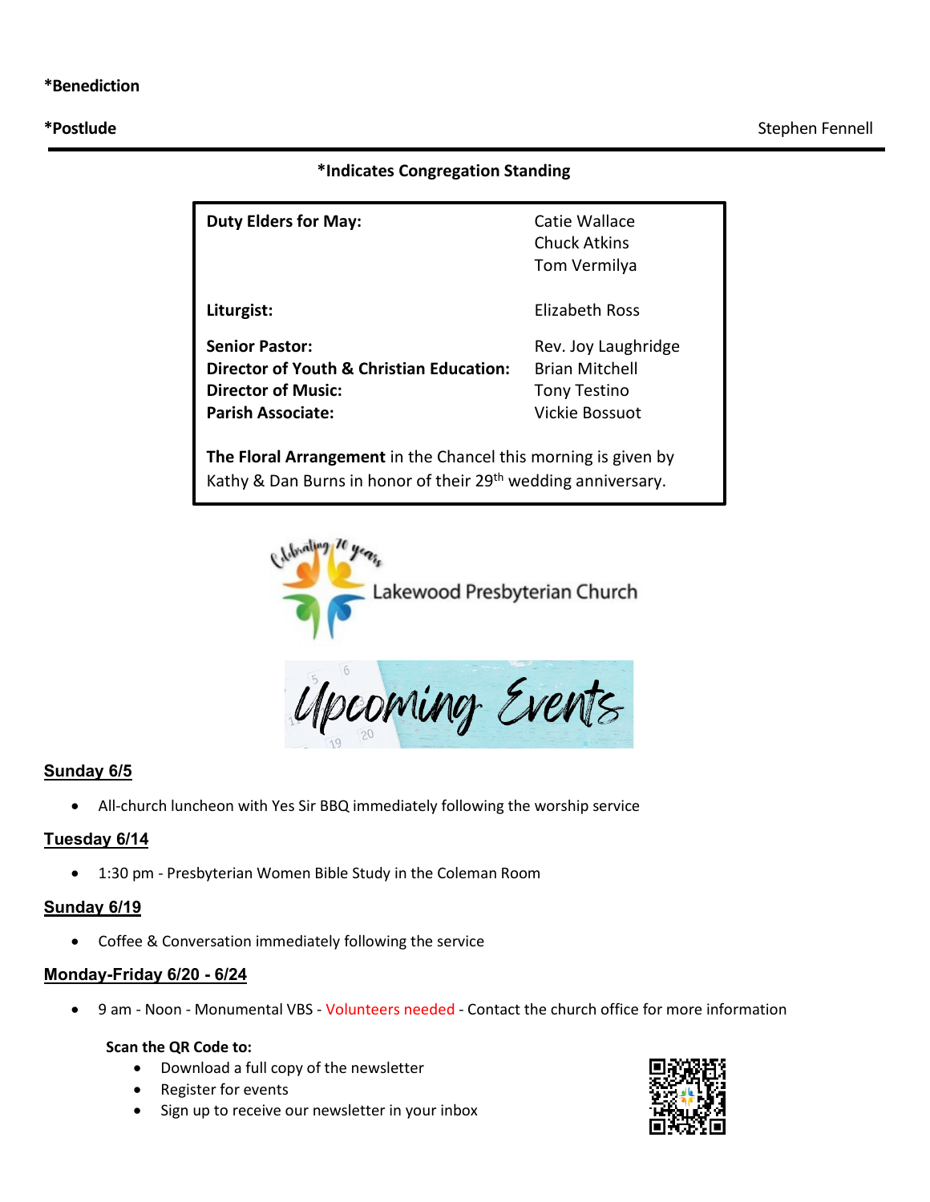**\*Benediction**

**\*Postlude** Stephen Fennell

---

**\*Indicates Congregation Standing**

| | |
|---|---|
| **Duty Elders for May:** | Catie Wallace<br>Chuck Atkins<br>Tom Vermilya |
| **Liturgist:** | Elizabeth Ross |
| **Senior Pastor:** | Rev. Joy Laughridge |
| **Director of Youth & Christian Education:** | Brian Mitchell |
| **Director of Music:** | Tony Testino |
| **Parish Associate:** | Vickie Bossuot |

**The Floral Arrangement** in the Chancel this morning is given by Kathy & Dan Burns in honor of their 29th wedding anniversary.

Celebrating 70 years

Lakewood Presbyterian Church

# Upcoming Events

## Sunday 6/5

- All-church luncheon with Yes Sir BBQ immediately following the worship service

## Tuesday 6/14

- 1:30 pm - Presbyterian Women Bible Study in the Coleman Room

## Sunday 6/19

- Coffee & Conversation immediately following the service

## Monday-Friday 6/20 - 6/24

- 9 am - Noon - Monumental VBS - Volunteers needed - Contact the church office for more information

**Scan the QR Code to:**

- Download a full copy of the newsletter
- Register for events
- Sign up to receive our newsletter in your inbox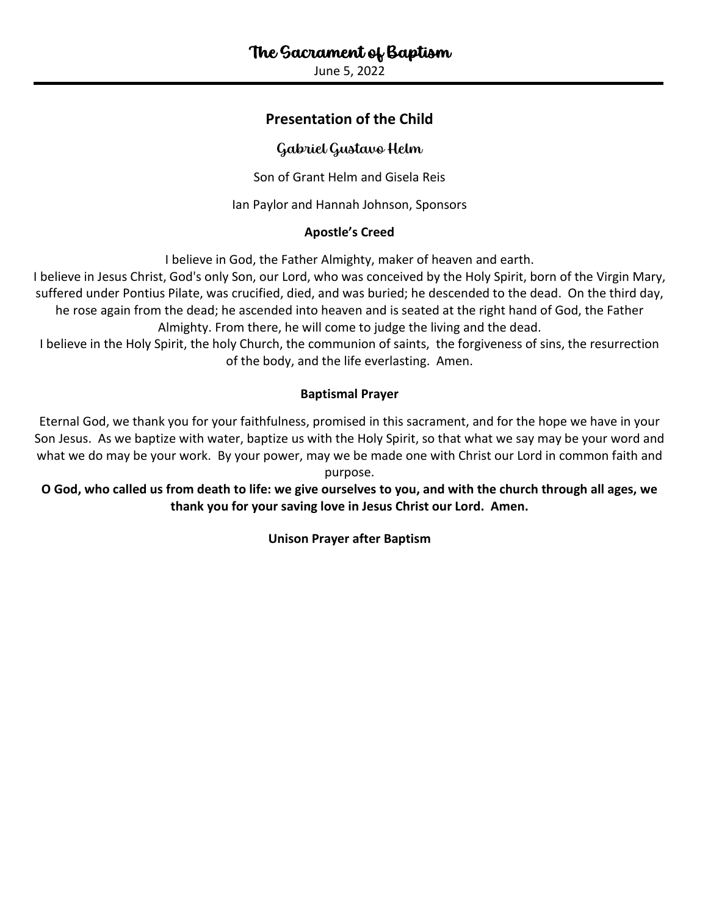# The Sacrament of Baptism

June 5, 2022

## Presentation of the Child

### Gabriel Gustavo Helm

Son of Grant Helm and Gisela Reis

Ian Paylor and Hannah Johnson, Sponsors

**Apostle's Creed**

I believe in God, the Father Almighty, maker of heaven and earth.
I believe in Jesus Christ, God's only Son, our Lord, who was conceived by the Holy Spirit, born of the Virgin Mary, suffered under Pontius Pilate, was crucified, died, and was buried; he descended to the dead. On the third day, he rose again from the dead; he ascended into heaven and is seated at the right hand of God, the Father Almighty. From there, he will come to judge the living and the dead.
I believe in the Holy Spirit, the holy Church, the communion of saints, the forgiveness of sins, the resurrection of the body, and the life everlasting. Amen.

**Baptismal Prayer**

Eternal God, we thank you for your faithfulness, promised in this sacrament, and for the hope we have in your Son Jesus. As we baptize with water, baptize us with the Holy Spirit, so that what we say may be your word and what we do may be your work. By your power, may we be made one with Christ our Lord in common faith and purpose.

**O God, who called us from death to life: we give ourselves to you, and with the church through all ages, we thank you for your saving love in Jesus Christ our Lord. Amen.**

**Unison Prayer after Baptism**